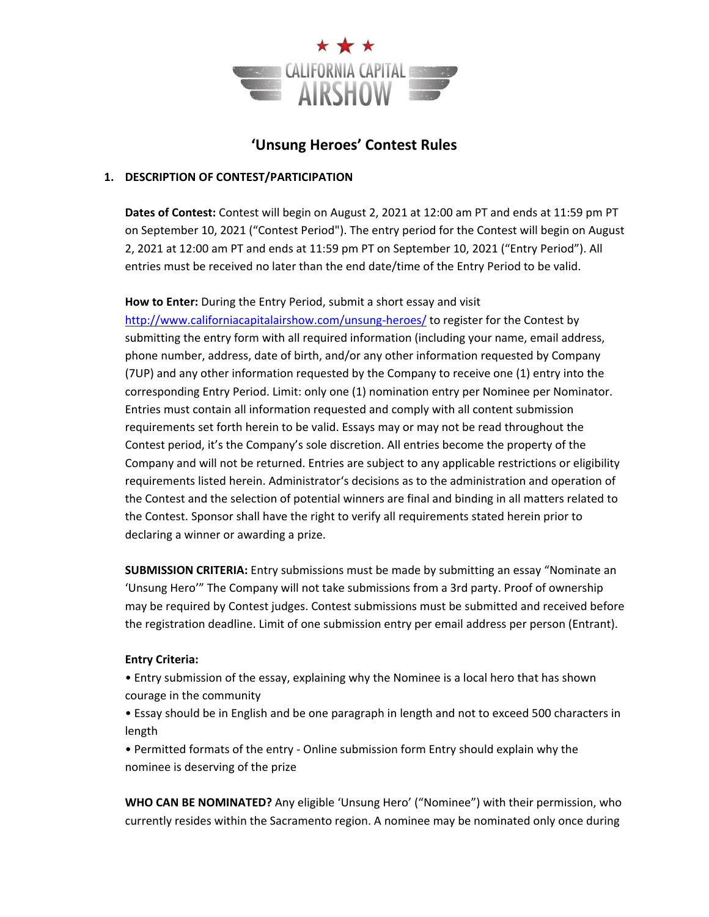CALIFORNIA CAPITAL AIRSHOW

# 'Unsung Heroes' Contest Rules

## 1. DESCRIPTION OF CONTEST/PARTICIPATION

**Dates of Contest:** Contest will begin on August 2, 2021 at 12:00 am PT and ends at 11:59 pm PT on September 10, 2021 ("Contest Period"). The entry period for the Contest will begin on August 2, 2021 at 12:00 am PT and ends at 11:59 pm PT on September 10, 2021 ("Entry Period"). All entries must be received no later than the end date/time of the Entry Period to be valid.

**How to Enter:** During the Entry Period, submit a short essay and visit http://www.californiacapitalairshow.com/unsung-heroes/ to register for the Contest by submitting the entry form with all required information (including your name, email address, phone number, address, date of birth, and/or any other information requested by Company (7UP) and any other information requested by the Company to receive one (1) entry into the corresponding Entry Period. Limit: only one (1) nomination entry per Nominee per Nominator. Entries must contain all information requested and comply with all content submission requirements set forth herein to be valid. Essays may or may not be read throughout the Contest period, it's the Company's sole discretion. All entries become the property of the Company and will not be returned. Entries are subject to any applicable restrictions or eligibility requirements listed herein. Administrator's decisions as to the administration and operation of the Contest and the selection of potential winners are final and binding in all matters related to the Contest. Sponsor shall have the right to verify all requirements stated herein prior to declaring a winner or awarding a prize.

**SUBMISSION CRITERIA:** Entry submissions must be made by submitting an essay "Nominate an 'Unsung Hero'" The Company will not take submissions from a 3rd party. Proof of ownership may be required by Contest judges. Contest submissions must be submitted and received before the registration deadline. Limit of one submission entry per email address per person (Entrant).

**Entry Criteria:**

- Entry submission of the essay, explaining why the Nominee is a local hero that has shown courage in the community
- Essay should be in English and be one paragraph in length and not to exceed 500 characters in length
- Permitted formats of the entry - Online submission form Entry should explain why the nominee is deserving of the prize

**WHO CAN BE NOMINATED?** Any eligible 'Unsung Hero' ("Nominee") with their permission, who currently resides within the Sacramento region. A nominee may be nominated only once during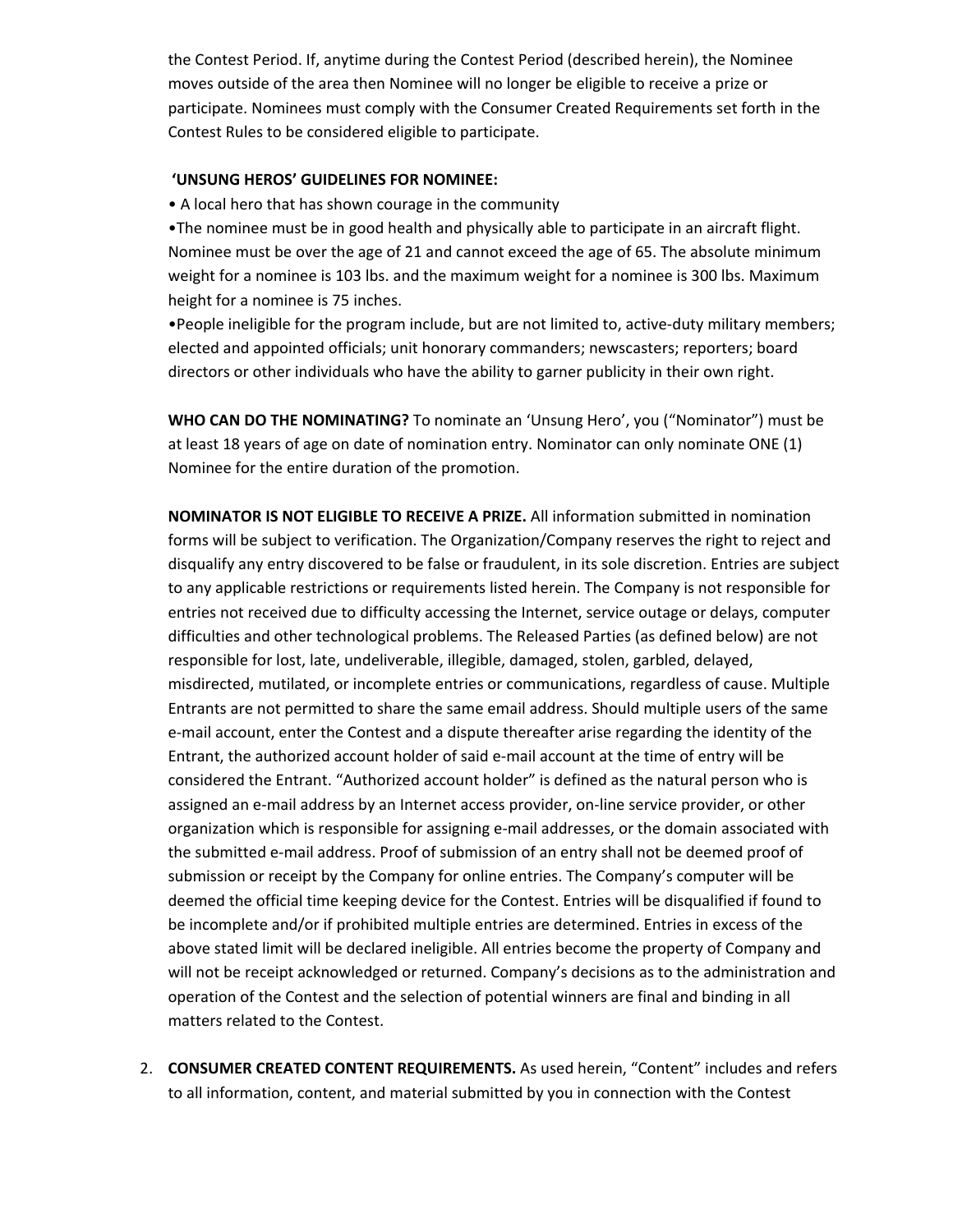the Contest Period. If, anytime during the Contest Period (described herein), the Nominee moves outside of the area then Nominee will no longer be eligible to receive a prize or participate. Nominees must comply with the Consumer Created Requirements set forth in the Contest Rules to be considered eligible to participate.

**'UNSUNG HEROS' GUIDELINES FOR NOMINEE:**

- A local hero that has shown courage in the community
- The nominee must be in good health and physically able to participate in an aircraft flight. Nominee must be over the age of 21 and cannot exceed the age of 65. The absolute minimum weight for a nominee is 103 lbs. and the maximum weight for a nominee is 300 lbs. Maximum height for a nominee is 75 inches.
- People ineligible for the program include, but are not limited to, active-duty military members; elected and appointed officials; unit honorary commanders; newscasters; reporters; board directors or other individuals who have the ability to garner publicity in their own right.

**WHO CAN DO THE NOMINATING?** To nominate an 'Unsung Hero', you ("Nominator") must be at least 18 years of age on date of nomination entry. Nominator can only nominate ONE (1) Nominee for the entire duration of the promotion.

**NOMINATOR IS NOT ELIGIBLE TO RECEIVE A PRIZE.** All information submitted in nomination forms will be subject to verification. The Organization/Company reserves the right to reject and disqualify any entry discovered to be false or fraudulent, in its sole discretion. Entries are subject to any applicable restrictions or requirements listed herein. The Company is not responsible for entries not received due to difficulty accessing the Internet, service outage or delays, computer difficulties and other technological problems. The Released Parties (as defined below) are not responsible for lost, late, undeliverable, illegible, damaged, stolen, garbled, delayed, misdirected, mutilated, or incomplete entries or communications, regardless of cause. Multiple Entrants are not permitted to share the same email address. Should multiple users of the same e-mail account, enter the Contest and a dispute thereafter arise regarding the identity of the Entrant, the authorized account holder of said e-mail account at the time of entry will be considered the Entrant. "Authorized account holder" is defined as the natural person who is assigned an e-mail address by an Internet access provider, on-line service provider, or other organization which is responsible for assigning e-mail addresses, or the domain associated with the submitted e-mail address. Proof of submission of an entry shall not be deemed proof of submission or receipt by the Company for online entries. The Company's computer will be deemed the official time keeping device for the Contest. Entries will be disqualified if found to be incomplete and/or if prohibited multiple entries are determined. Entries in excess of the above stated limit will be declared ineligible. All entries become the property of Company and will not be receipt acknowledged or returned. Company's decisions as to the administration and operation of the Contest and the selection of potential winners are final and binding in all matters related to the Contest.

2. **CONSUMER CREATED CONTENT REQUIREMENTS.** As used herein, "Content" includes and refers to all information, content, and material submitted by you in connection with the Contest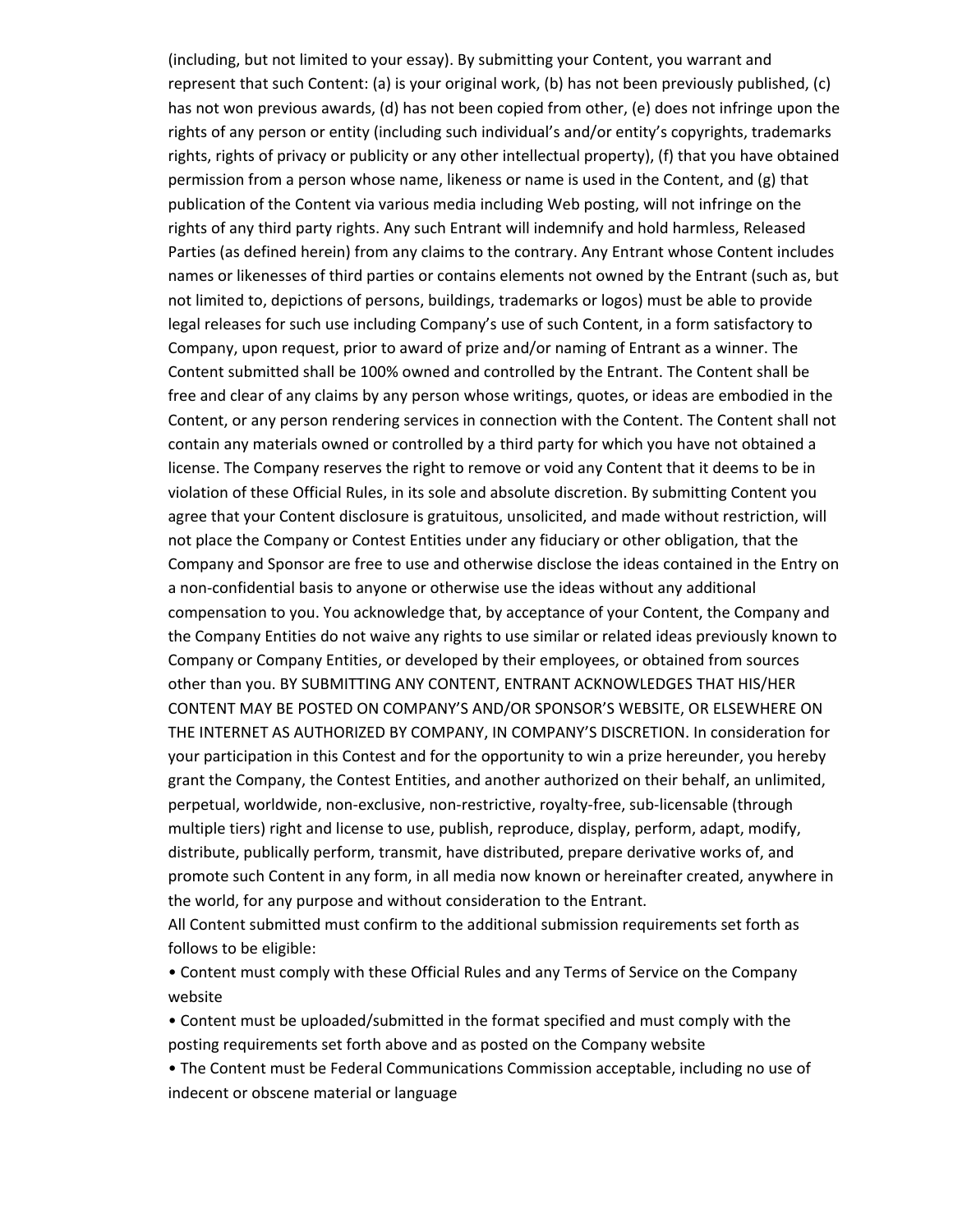(including, but not limited to your essay). By submitting your Content, you warrant and represent that such Content: (a) is your original work, (b) has not been previously published, (c) has not won previous awards, (d) has not been copied from other, (e) does not infringe upon the rights of any person or entity (including such individual's and/or entity's copyrights, trademarks rights, rights of privacy or publicity or any other intellectual property), (f) that you have obtained permission from a person whose name, likeness or name is used in the Content, and (g) that publication of the Content via various media including Web posting, will not infringe on the rights of any third party rights. Any such Entrant will indemnify and hold harmless, Released Parties (as defined herein) from any claims to the contrary. Any Entrant whose Content includes names or likenesses of third parties or contains elements not owned by the Entrant (such as, but not limited to, depictions of persons, buildings, trademarks or logos) must be able to provide legal releases for such use including Company's use of such Content, in a form satisfactory to Company, upon request, prior to award of prize and/or naming of Entrant as a winner. The Content submitted shall be 100% owned and controlled by the Entrant. The Content shall be free and clear of any claims by any person whose writings, quotes, or ideas are embodied in the Content, or any person rendering services in connection with the Content. The Content shall not contain any materials owned or controlled by a third party for which you have not obtained a license. The Company reserves the right to remove or void any Content that it deems to be in violation of these Official Rules, in its sole and absolute discretion. By submitting Content you agree that your Content disclosure is gratuitous, unsolicited, and made without restriction, will not place the Company or Contest Entities under any fiduciary or other obligation, that the Company and Sponsor are free to use and otherwise disclose the ideas contained in the Entry on a non-confidential basis to anyone or otherwise use the ideas without any additional compensation to you. You acknowledge that, by acceptance of your Content, the Company and the Company Entities do not waive any rights to use similar or related ideas previously known to Company or Company Entities, or developed by their employees, or obtained from sources other than you. BY SUBMITTING ANY CONTENT, ENTRANT ACKNOWLEDGES THAT HIS/HER CONTENT MAY BE POSTED ON COMPANY'S AND/OR SPONSOR'S WEBSITE, OR ELSEWHERE ON THE INTERNET AS AUTHORIZED BY COMPANY, IN COMPANY'S DISCRETION. In consideration for your participation in this Contest and for the opportunity to win a prize hereunder, you hereby grant the Company, the Contest Entities, and another authorized on their behalf, an unlimited, perpetual, worldwide, non-exclusive, non-restrictive, royalty-free, sub-licensable (through multiple tiers) right and license to use, publish, reproduce, display, perform, adapt, modify, distribute, publically perform, transmit, have distributed, prepare derivative works of, and promote such Content in any form, in all media now known or hereinafter created, anywhere in the world, for any purpose and without consideration to the Entrant.

All Content submitted must confirm to the additional submission requirements set forth as follows to be eligible:

- Content must comply with these Official Rules and any Terms of Service on the Company website
- Content must be uploaded/submitted in the format specified and must comply with the posting requirements set forth above and as posted on the Company website
- The Content must be Federal Communications Commission acceptable, including no use of indecent or obscene material or language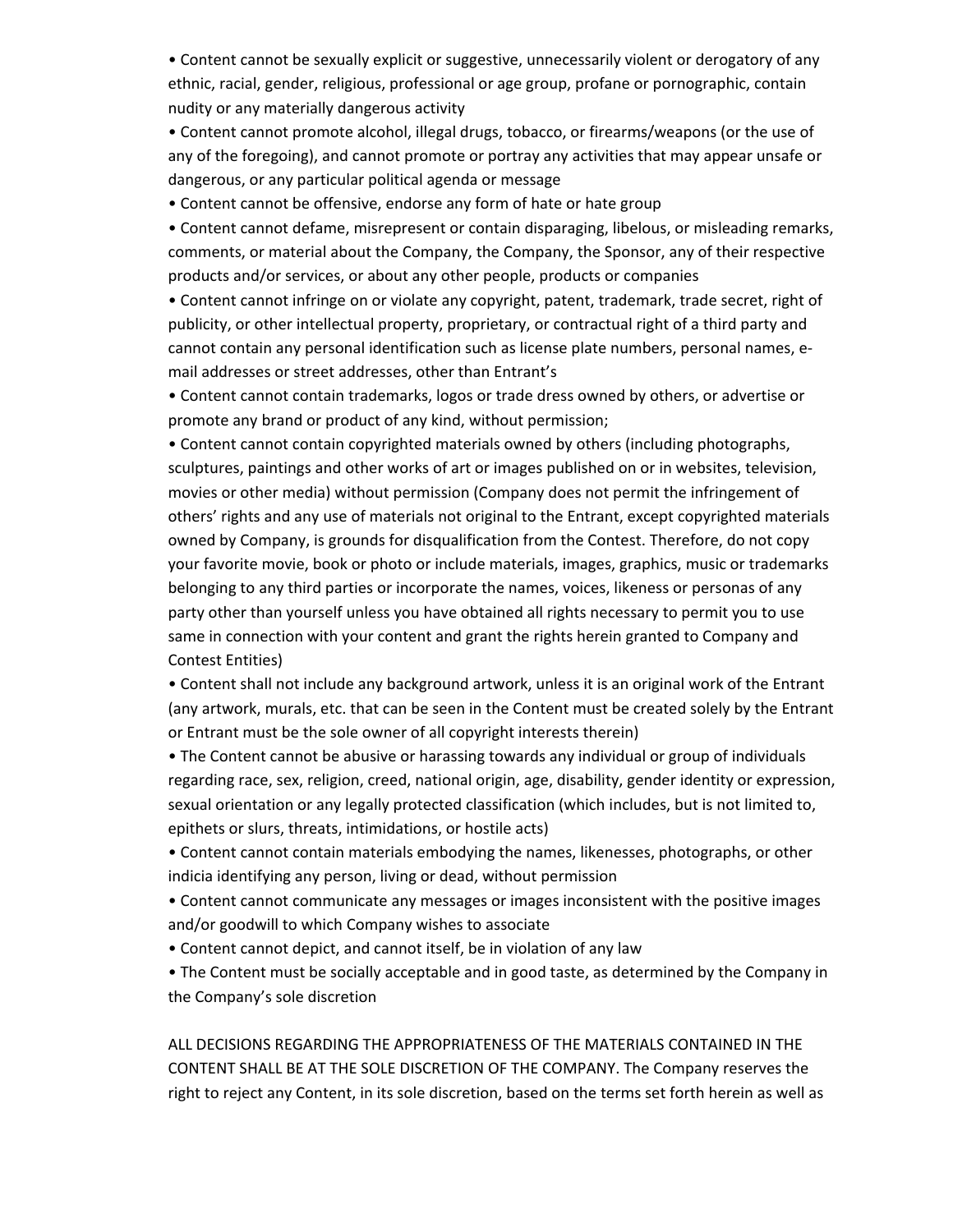- Content cannot be sexually explicit or suggestive, unnecessarily violent or derogatory of any ethnic, racial, gender, religious, professional or age group, profane or pornographic, contain nudity or any materially dangerous activity
- Content cannot promote alcohol, illegal drugs, tobacco, or firearms/weapons (or the use of any of the foregoing), and cannot promote or portray any activities that may appear unsafe or dangerous, or any particular political agenda or message
- Content cannot be offensive, endorse any form of hate or hate group
- Content cannot defame, misrepresent or contain disparaging, libelous, or misleading remarks, comments, or material about the Company, the Company, the Sponsor, any of their respective products and/or services, or about any other people, products or companies
- Content cannot infringe on or violate any copyright, patent, trademark, trade secret, right of publicity, or other intellectual property, proprietary, or contractual right of a third party and cannot contain any personal identification such as license plate numbers, personal names, e-mail addresses or street addresses, other than Entrant's
- Content cannot contain trademarks, logos or trade dress owned by others, or advertise or promote any brand or product of any kind, without permission;
- Content cannot contain copyrighted materials owned by others (including photographs, sculptures, paintings and other works of art or images published on or in websites, television, movies or other media) without permission (Company does not permit the infringement of others' rights and any use of materials not original to the Entrant, except copyrighted materials owned by Company, is grounds for disqualification from the Contest. Therefore, do not copy your favorite movie, book or photo or include materials, images, graphics, music or trademarks belonging to any third parties or incorporate the names, voices, likeness or personas of any party other than yourself unless you have obtained all rights necessary to permit you to use same in connection with your content and grant the rights herein granted to Company and Contest Entities)
- Content shall not include any background artwork, unless it is an original work of the Entrant (any artwork, murals, etc. that can be seen in the Content must be created solely by the Entrant or Entrant must be the sole owner of all copyright interests therein)
- The Content cannot be abusive or harassing towards any individual or group of individuals regarding race, sex, religion, creed, national origin, age, disability, gender identity or expression, sexual orientation or any legally protected classification (which includes, but is not limited to, epithets or slurs, threats, intimidations, or hostile acts)
- Content cannot contain materials embodying the names, likenesses, photographs, or other indicia identifying any person, living or dead, without permission
- Content cannot communicate any messages or images inconsistent with the positive images and/or goodwill to which Company wishes to associate
- Content cannot depict, and cannot itself, be in violation of any law
- The Content must be socially acceptable and in good taste, as determined by the Company in the Company's sole discretion

ALL DECISIONS REGARDING THE APPROPRIATENESS OF THE MATERIALS CONTAINED IN THE CONTENT SHALL BE AT THE SOLE DISCRETION OF THE COMPANY. The Company reserves the right to reject any Content, in its sole discretion, based on the terms set forth herein as well as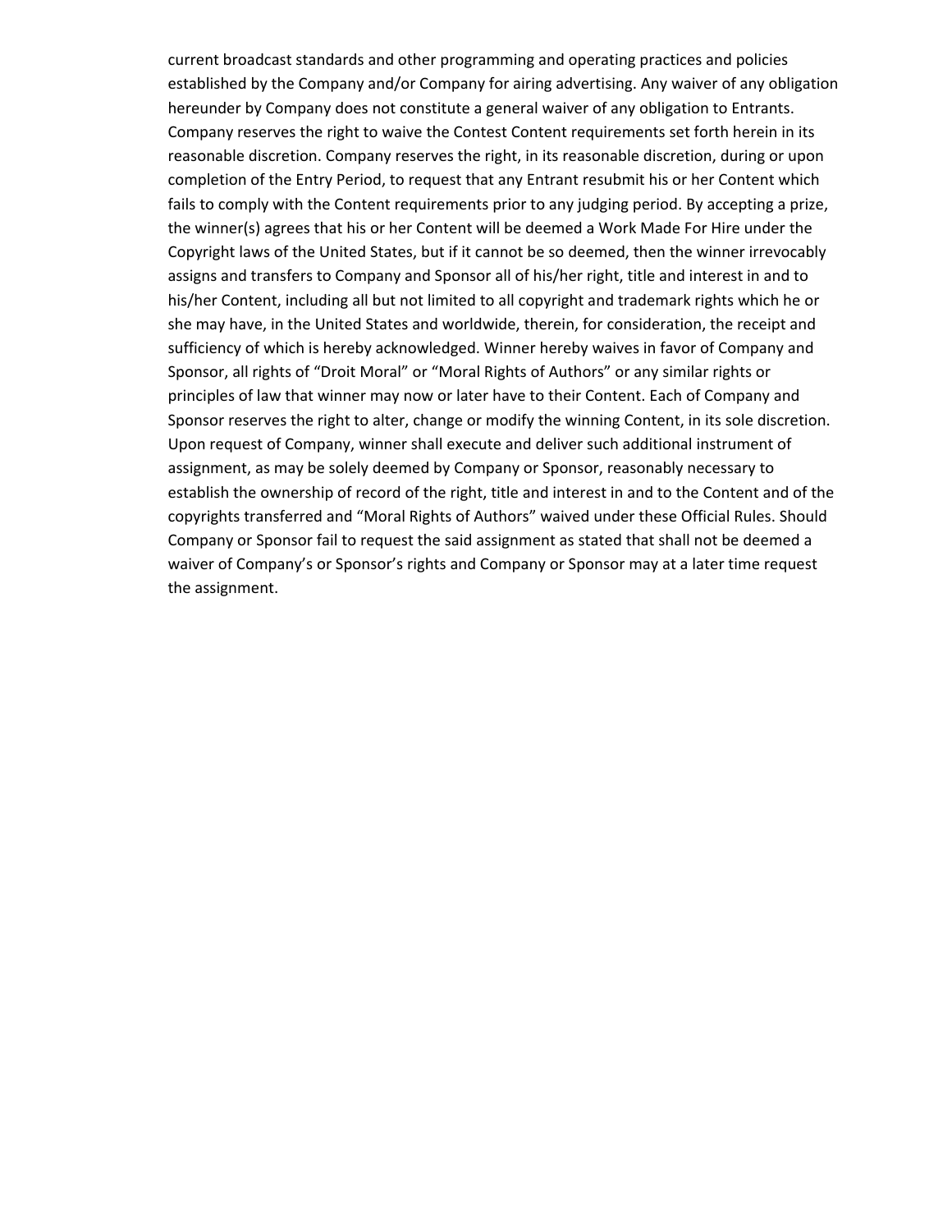current broadcast standards and other programming and operating practices and policies established by the Company and/or Company for airing advertising. Any waiver of any obligation hereunder by Company does not constitute a general waiver of any obligation to Entrants. Company reserves the right to waive the Contest Content requirements set forth herein in its reasonable discretion. Company reserves the right, in its reasonable discretion, during or upon completion of the Entry Period, to request that any Entrant resubmit his or her Content which fails to comply with the Content requirements prior to any judging period. By accepting a prize, the winner(s) agrees that his or her Content will be deemed a Work Made For Hire under the Copyright laws of the United States, but if it cannot be so deemed, then the winner irrevocably assigns and transfers to Company and Sponsor all of his/her right, title and interest in and to his/her Content, including all but not limited to all copyright and trademark rights which he or she may have, in the United States and worldwide, therein, for consideration, the receipt and sufficiency of which is hereby acknowledged. Winner hereby waives in favor of Company and Sponsor, all rights of "Droit Moral" or "Moral Rights of Authors" or any similar rights or principles of law that winner may now or later have to their Content. Each of Company and Sponsor reserves the right to alter, change or modify the winning Content, in its sole discretion. Upon request of Company, winner shall execute and deliver such additional instrument of assignment, as may be solely deemed by Company or Sponsor, reasonably necessary to establish the ownership of record of the right, title and interest in and to the Content and of the copyrights transferred and "Moral Rights of Authors" waived under these Official Rules. Should Company or Sponsor fail to request the said assignment as stated that shall not be deemed a waiver of Company's or Sponsor's rights and Company or Sponsor may at a later time request the assignment.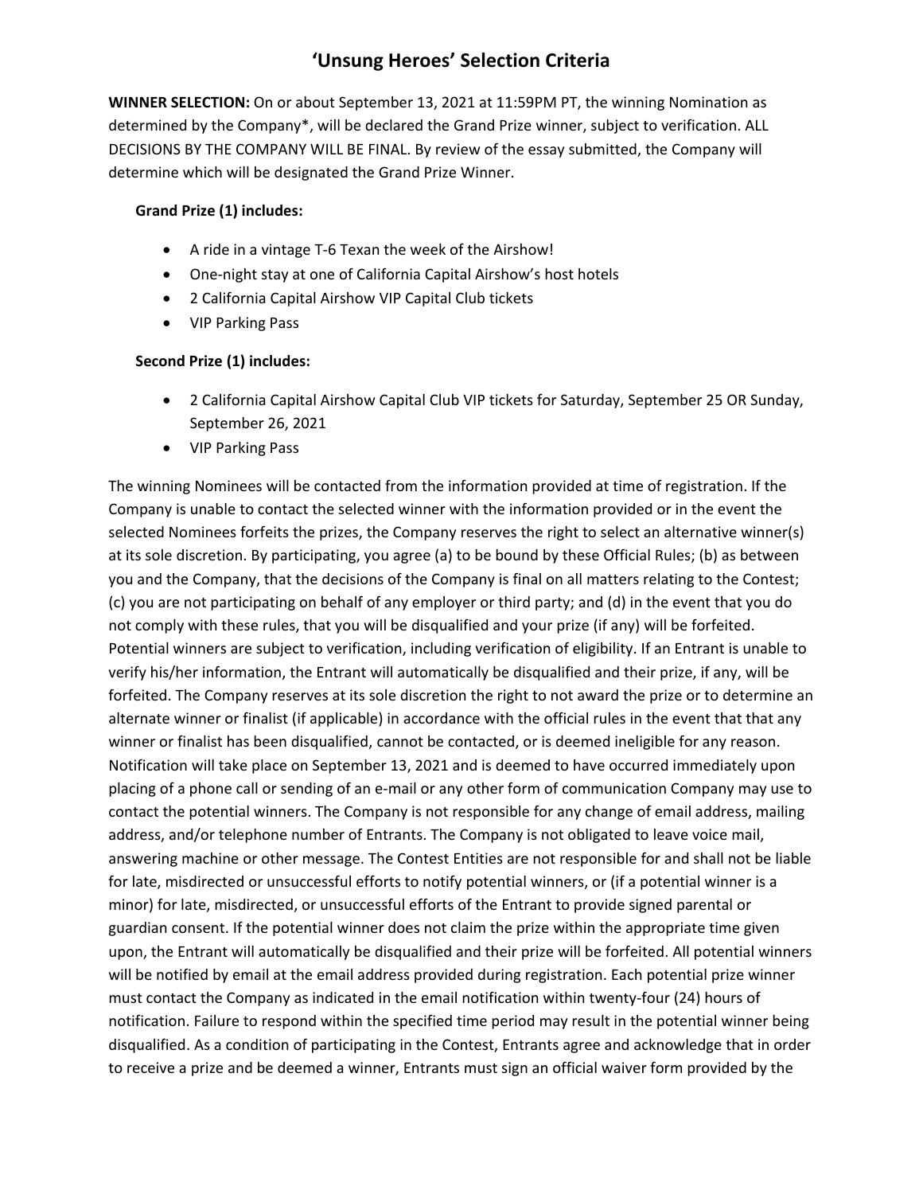# 'Unsung Heroes' Selection Criteria

**WINNER SELECTION:** On or about September 13, 2021 at 11:59PM PT, the winning Nomination as determined by the Company*, will be declared the Grand Prize winner, subject to verification. ALL DECISIONS BY THE COMPANY WILL BE FINAL. By review of the essay submitted, the Company will determine which will be designated the Grand Prize Winner.

**Grand Prize (1) includes:**

- A ride in a vintage T-6 Texan the week of the Airshow!
- One-night stay at one of California Capital Airshow's host hotels
- 2 California Capital Airshow VIP Capital Club tickets
- VIP Parking Pass

**Second Prize (1) includes:**

- 2 California Capital Airshow Capital Club VIP tickets for Saturday, September 25 OR Sunday, September 26, 2021
- VIP Parking Pass

The winning Nominees will be contacted from the information provided at time of registration. If the Company is unable to contact the selected winner with the information provided or in the event the selected Nominees forfeits the prizes, the Company reserves the right to select an alternative winner(s) at its sole discretion. By participating, you agree (a) to be bound by these Official Rules; (b) as between you and the Company, that the decisions of the Company is final on all matters relating to the Contest; (c) you are not participating on behalf of any employer or third party; and (d) in the event that you do not comply with these rules, that you will be disqualified and your prize (if any) will be forfeited. Potential winners are subject to verification, including verification of eligibility. If an Entrant is unable to verify his/her information, the Entrant will automatically be disqualified and their prize, if any, will be forfeited. The Company reserves at its sole discretion the right to not award the prize or to determine an alternate winner or finalist (if applicable) in accordance with the official rules in the event that that any winner or finalist has been disqualified, cannot be contacted, or is deemed ineligible for any reason. Notification will take place on September 13, 2021 and is deemed to have occurred immediately upon placing of a phone call or sending of an e-mail or any other form of communication Company may use to contact the potential winners. The Company is not responsible for any change of email address, mailing address, and/or telephone number of Entrants. The Company is not obligated to leave voice mail, answering machine or other message. The Contest Entities are not responsible for and shall not be liable for late, misdirected or unsuccessful efforts to notify potential winners, or (if a potential winner is a minor) for late, misdirected, or unsuccessful efforts of the Entrant to provide signed parental or guardian consent. If the potential winner does not claim the prize within the appropriate time given upon, the Entrant will automatically be disqualified and their prize will be forfeited. All potential winners will be notified by email at the email address provided during registration. Each potential prize winner must contact the Company as indicated in the email notification within twenty-four (24) hours of notification. Failure to respond within the specified time period may result in the potential winner being disqualified. As a condition of participating in the Contest, Entrants agree and acknowledge that in order to receive a prize and be deemed a winner, Entrants must sign an official waiver form provided by the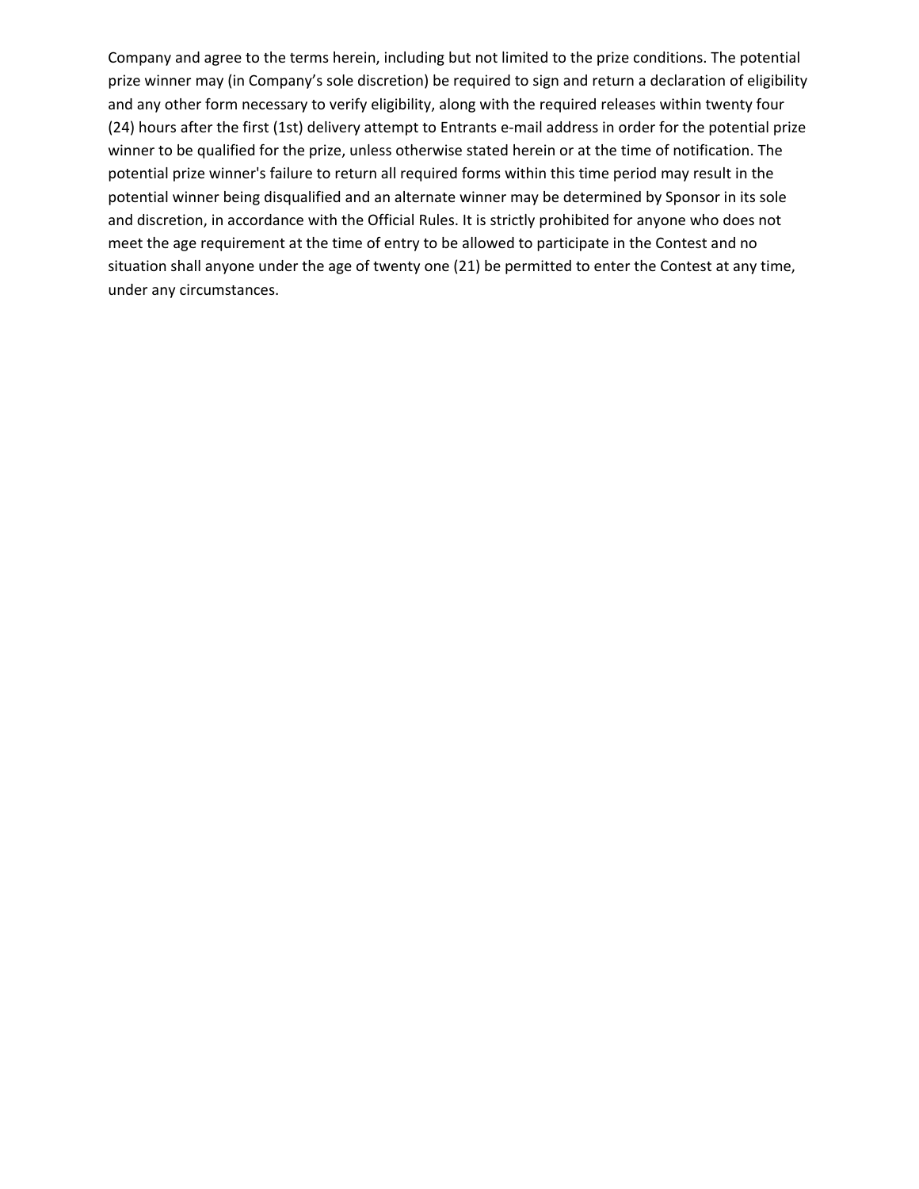Company and agree to the terms herein, including but not limited to the prize conditions. The potential prize winner may (in Company's sole discretion) be required to sign and return a declaration of eligibility and any other form necessary to verify eligibility, along with the required releases within twenty four (24) hours after the first (1st) delivery attempt to Entrants e-mail address in order for the potential prize winner to be qualified for the prize, unless otherwise stated herein or at the time of notification. The potential prize winner's failure to return all required forms within this time period may result in the potential winner being disqualified and an alternate winner may be determined by Sponsor in its sole and discretion, in accordance with the Official Rules. It is strictly prohibited for anyone who does not meet the age requirement at the time of entry to be allowed to participate in the Contest and no situation shall anyone under the age of twenty one (21) be permitted to enter the Contest at any time, under any circumstances.